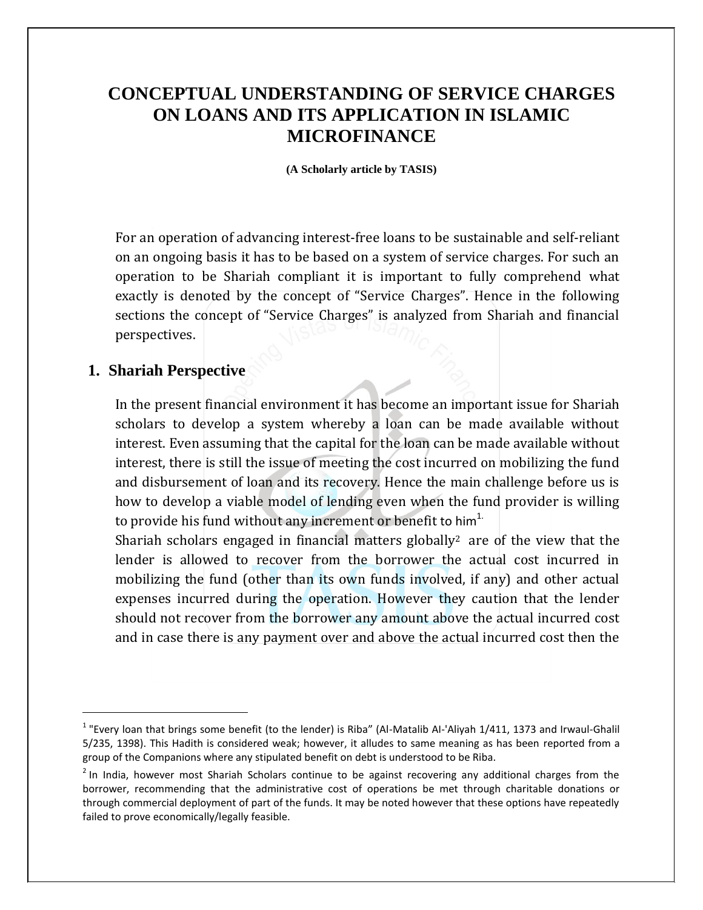# CONCEPTUAL UNDERSTANDING OF SERVICE CHARGES ON LOANS AND ITS APPLICATION IN ISLAMIC MICROFINANCE

**(A Scholarly article by TASIS)**

For an operation of advancing interest-free loans to be sustainable and self-reliant on an ongoing basis it has to be based on a system of service charges. For such an operation to be Shariah compliant it is important to fully comprehend what exactly is denoted by the concept of "Service Charges". Hence in the following sections the concept of "Service Charges" is analyzed from Shariah and financial perspectives.

## 1. Shariah Perspective

In the present financial environment it has become an important issue for Shariah scholars to develop a system whereby a loan can be made available without interest. Even assuming that the capital for the loan can be made available without interest, there is still the issue of meeting the cost incurred on mobilizing the fund and disbursement of loan and its recovery. Hence the main challenge before us is how to develop a viable model of lending even when the fund provider is willing to provide his fund without any increment or benefit to him[1].

Shariah scholars engaged in financial matters globally[2] are of the view that the lender is allowed to recover from the borrower the actual cost incurred in mobilizing the fund (other than its own funds involved, if any) and other actual expenses incurred during the operation. However they caution that the lender should not recover from the borrower any amount above the actual incurred cost and in case there is any payment over and above the actual incurred cost then the

---

[1] "Every loan that brings some benefit (to the lender) is Riba" (Al-Matalib Al-'Aliyah 1/411, 1373 and Irwaul-Ghalil 5/235, 1398). This Hadith is considered weak; however, it alludes to same meaning as has been reported from a group of the Companions where any stipulated benefit on debt is understood to be Riba.

[2] In India, however most Shariah Scholars continue to be against recovering any additional charges from the borrower, recommending that the administrative cost of operations be met through charitable donations or through commercial deployment of part of the funds. It may be noted however that these options have repeatedly failed to prove economically/legally feasible.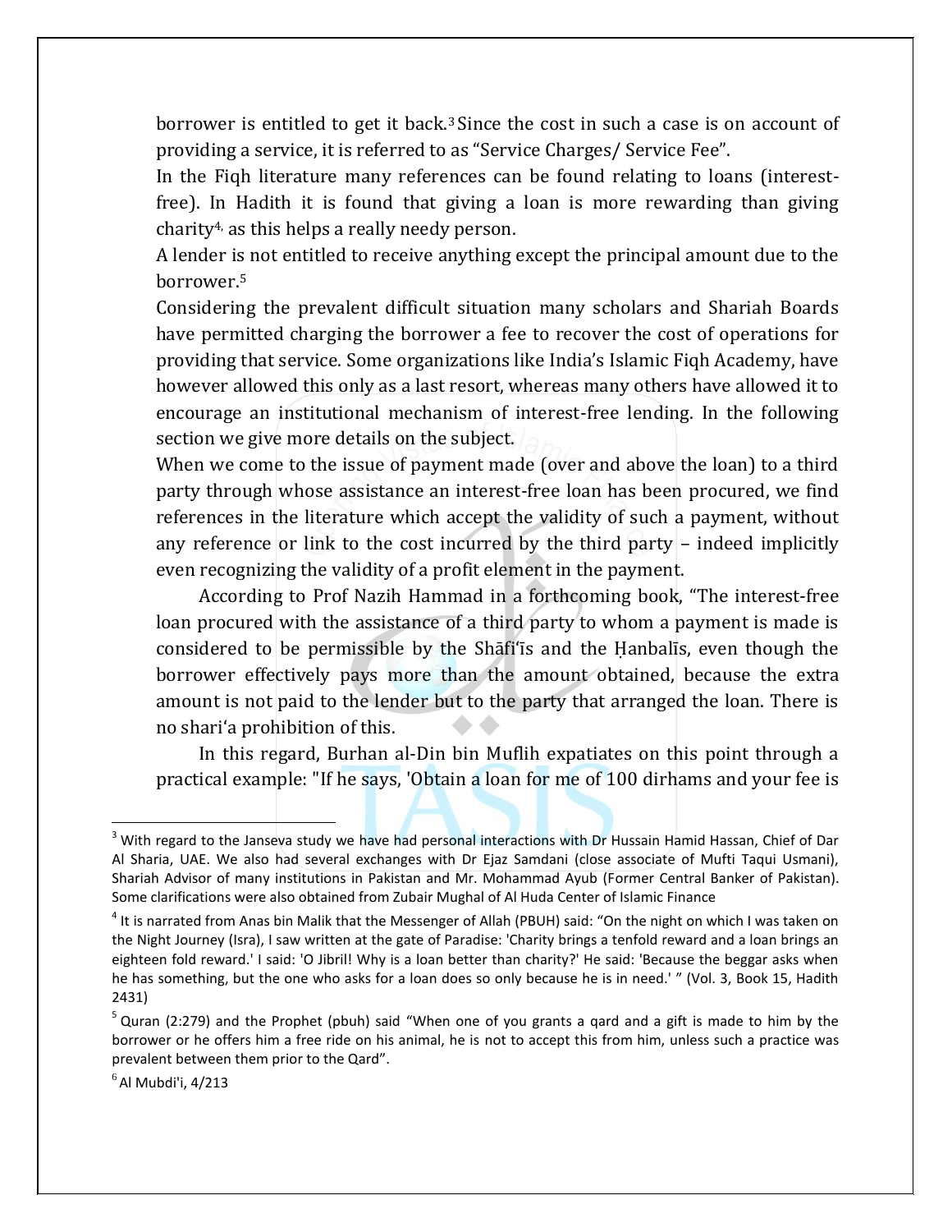borrower is entitled to get it back.[3] Since the cost in such a case is on account of providing a service, it is referred to as "Service Charges/ Service Fee".

In the Fiqh literature many references can be found relating to loans (interest-free). In Hadith it is found that giving a loan is more rewarding than giving charity[4], as this helps a really needy person.

A lender is not entitled to receive anything except the principal amount due to the borrower.[5]

Considering the prevalent difficult situation many scholars and Shariah Boards have permitted charging the borrower a fee to recover the cost of operations for providing that service. Some organizations like India's Islamic Fiqh Academy, have however allowed this only as a last resort, whereas many others have allowed it to encourage an institutional mechanism of interest-free lending. In the following section we give more details on the subject.

When we come to the issue of payment made (over and above the loan) to a third party through whose assistance an interest-free loan has been procured, we find references in the literature which accept the validity of such a payment, without any reference or link to the cost incurred by the third party – indeed implicitly even recognizing the validity of a profit element in the payment.

According to Prof Nazih Hammad in a forthcoming book, "The interest-free loan procured with the assistance of a third party to whom a payment is made is considered to be permissible by the Shāfiʿīs and the Ḥanbalīs, even though the borrower effectively pays more than the amount obtained, because the extra amount is not paid to the lender but to the party that arranged the loan. There is no shariʿa prohibition of this.

In this regard, Burhan al-Din bin Muflih expatiates on this point through a practical example: "If he says, 'Obtain a loan for me of 100 dirhams and your fee is

---

[3] With regard to the Janseva study we have had personal interactions with Dr Hussain Hamid Hassan, Chief of Dar Al Sharia, UAE. We also had several exchanges with Dr Ejaz Samdani (close associate of Mufti Taqui Usmani), Shariah Advisor of many institutions in Pakistan and Mr. Mohammad Ayub (Former Central Banker of Pakistan). Some clarifications were also obtained from Zubair Mughal of Al Huda Center of Islamic Finance

[4] It is narrated from Anas bin Malik that the Messenger of Allah (PBUH) said: "On the night on which I was taken on the Night Journey (Isra), I saw written at the gate of Paradise: 'Charity brings a tenfold reward and a loan brings an eighteen fold reward.' I said: 'O Jibril! Why is a loan better than charity?' He said: 'Because the beggar asks when he has something, but the one who asks for a loan does so only because he is in need.' " (Vol. 3, Book 15, Hadith 2431)

[5] Quran (2:279) and the Prophet (pbuh) said "When one of you grants a qard and a gift is made to him by the borrower or he offers him a free ride on his animal, he is not to accept this from him, unless such a practice was prevalent between them prior to the Qard".

[6] Al Mubdi'i, 4/213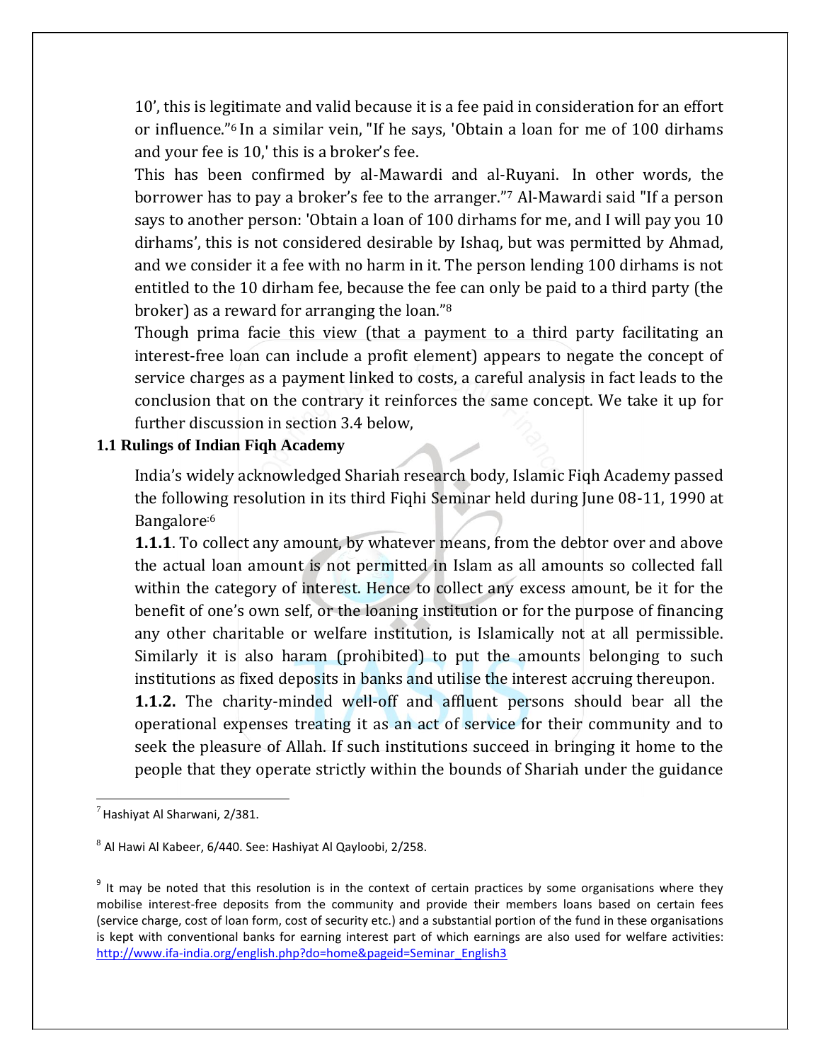10', this is legitimate and valid because it is a fee paid in consideration for an effort or influence."[6] In a similar vein, "If he says, 'Obtain a loan for me of 100 dirhams and your fee is 10,' this is a broker's fee.

This has been confirmed by al-Mawardi and al-Ruyani. In other words, the borrower has to pay a broker's fee to the arranger."[7] Al-Mawardi said "If a person says to another person: 'Obtain a loan of 100 dirhams for me, and I will pay you 10 dirhams', this is not considered desirable by Ishaq, but was permitted by Ahmad, and we consider it a fee with no harm in it. The person lending 100 dirhams is not entitled to the 10 dirham fee, because the fee can only be paid to a third party (the broker) as a reward for arranging the loan."[8]

Though prima facie this view (that a payment to a third party facilitating an interest-free loan can include a profit element) appears to negate the concept of service charges as a payment linked to costs, a careful analysis in fact leads to the conclusion that on the contrary it reinforces the same concept. We take it up for further discussion in section 3.4 below,

## 1.1 Rulings of Indian Fiqh Academy

India's widely acknowledged Shariah research body, Islamic Fiqh Academy passed the following resolution in its third Fiqhi Seminar held during June 08-11, 1990 at Bangalore:[6]

**1.1.1**. To collect any amount, by whatever means, from the debtor over and above the actual loan amount is not permitted in Islam as all amounts so collected fall within the category of interest. Hence to collect any excess amount, be it for the benefit of one's own self, or the loaning institution or for the purpose of financing any other charitable or welfare institution, is Islamically not at all permissible. Similarly it is also haram (prohibited) to put the amounts belonging to such institutions as fixed deposits in banks and utilise the interest accruing thereupon.

**1.1.2.** The charity-minded well-off and affluent persons should bear all the operational expenses treating it as an act of service for their community and to seek the pleasure of Allah. If such institutions succeed in bringing it home to the people that they operate strictly within the bounds of Shariah under the guidance

---

[7] Hashiyat Al Sharwani, 2/381.

[8] Al Hawi Al Kabeer, 6/440. See: Hashiyat Al Qayloobi, 2/258.

[9] It may be noted that this resolution is in the context of certain practices by some organisations where they mobilise interest-free deposits from the community and provide their members loans based on certain fees (service charge, cost of loan form, cost of security etc.) and a substantial portion of the fund in these organisations is kept with conventional banks for earning interest part of which earnings are also used for welfare activities: http://www.ifa-india.org/english.php?do=home&pageid=Seminar_English3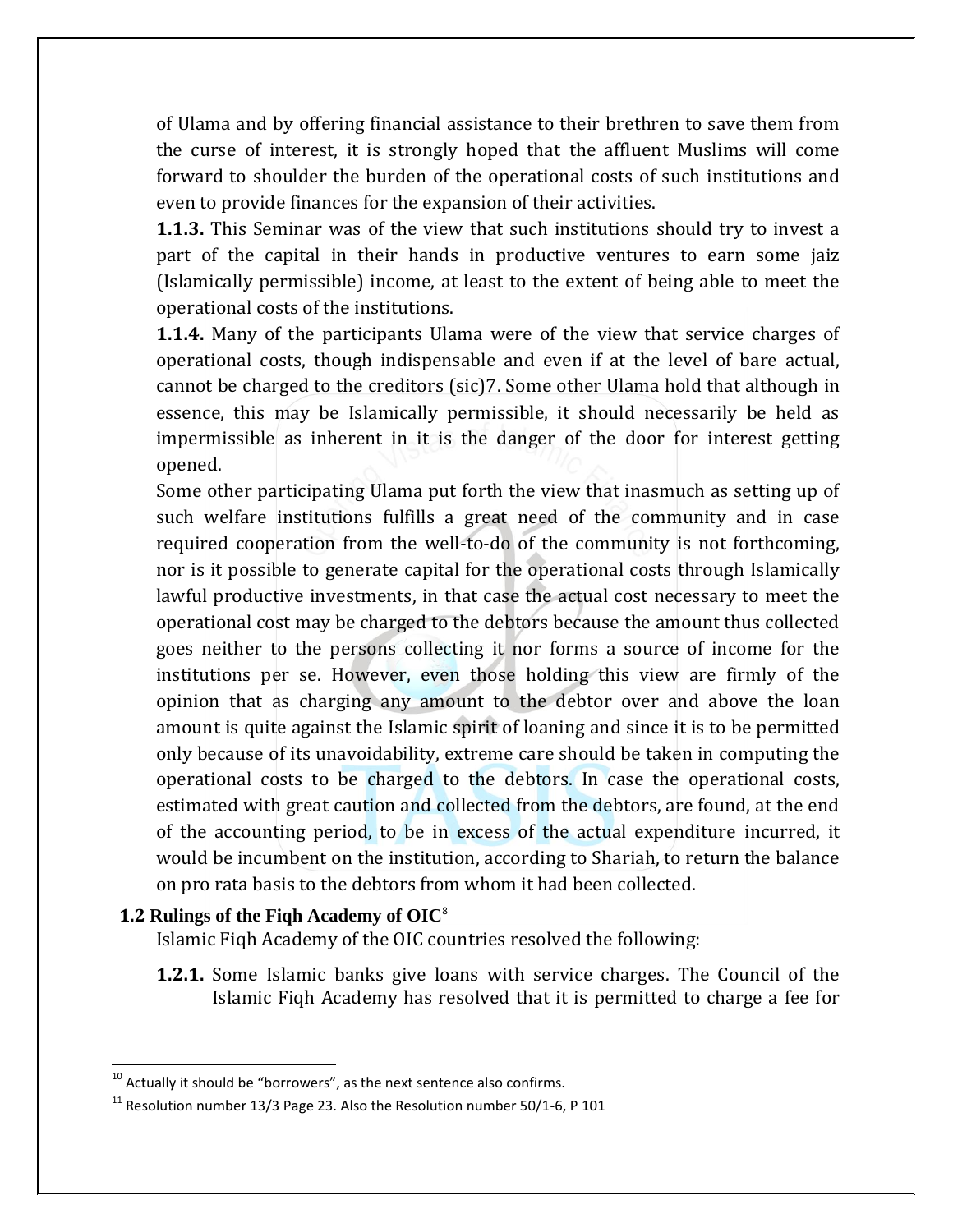of Ulama and by offering financial assistance to their brethren to save them from the curse of interest, it is strongly hoped that the affluent Muslims will come forward to shoulder the burden of the operational costs of such institutions and even to provide finances for the expansion of their activities.

**1.1.3.** This Seminar was of the view that such institutions should try to invest a part of the capital in their hands in productive ventures to earn some jaiz (Islamically permissible) income, at least to the extent of being able to meet the operational costs of the institutions.

**1.1.4.** Many of the participants Ulama were of the view that service charges of operational costs, though indispensable and even if at the level of bare actual, cannot be charged to the creditors (sic)7. Some other Ulama hold that although in essence, this may be Islamically permissible, it should necessarily be held as impermissible as inherent in it is the danger of the door for interest getting opened.

Some other participating Ulama put forth the view that inasmuch as setting up of such welfare institutions fulfills a great need of the community and in case required cooperation from the well-to-do of the community is not forthcoming, nor is it possible to generate capital for the operational costs through Islamically lawful productive investments, in that case the actual cost necessary to meet the operational cost may be charged to the debtors because the amount thus collected goes neither to the persons collecting it nor forms a source of income for the institutions per se. However, even those holding this view are firmly of the opinion that as charging any amount to the debtor over and above the loan amount is quite against the Islamic spirit of loaning and since it is to be permitted only because of its unavoidability, extreme care should be taken in computing the operational costs to be charged to the debtors. In case the operational costs, estimated with great caution and collected from the debtors, are found, at the end of the accounting period, to be in excess of the actual expenditure incurred, it would be incumbent on the institution, according to Shariah, to return the balance on pro rata basis to the debtors from whom it had been collected.

### 1.2 Rulings of the Fiqh Academy of OIC[8]

Islamic Fiqh Academy of the OIC countries resolved the following:

**1.2.1.** Some Islamic banks give loans with service charges. The Council of the Islamic Fiqh Academy has resolved that it is permitted to charge a fee for

---

[10] Actually it should be "borrowers", as the next sentence also confirms.

[11] Resolution number 13/3 Page 23. Also the Resolution number 50/1-6, P 101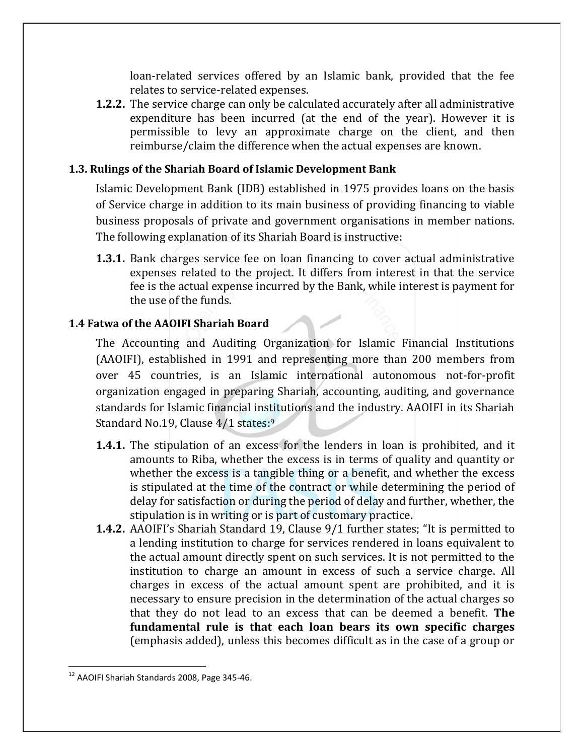loan-related services offered by an Islamic bank, provided that the fee relates to service-related expenses.

**1.2.2.** The service charge can only be calculated accurately after all administrative expenditure has been incurred (at the end of the year). However it is permissible to levy an approximate charge on the client, and then reimburse/claim the difference when the actual expenses are known.

### 1.3. Rulings of the Shariah Board of Islamic Development Bank

Islamic Development Bank (IDB) established in 1975 provides loans on the basis of Service charge in addition to its main business of providing financing to viable business proposals of private and government organisations in member nations. The following explanation of its Shariah Board is instructive:

**1.3.1.** Bank charges service fee on loan financing to cover actual administrative expenses related to the project. It differs from interest in that the service fee is the actual expense incurred by the Bank, while interest is payment for the use of the funds.

### 1.4 Fatwa of the AAOIFI Shariah Board

The Accounting and Auditing Organization for Islamic Financial Institutions (AAOIFI), established in 1991 and representing more than 200 members from over 45 countries, is an Islamic international autonomous not-for-profit organization engaged in preparing Shariah, accounting, auditing, and governance standards for Islamic financial institutions and the industry. AAOIFI in its Shariah Standard No.19, Clause 4/1 states:[9]

**1.4.1.** The stipulation of an excess for the lenders in loan is prohibited, and it amounts to Riba, whether the excess is in terms of quality and quantity or whether the excess is a tangible thing or a benefit, and whether the excess is stipulated at the time of the contract or while determining the period of delay for satisfaction or during the period of delay and further, whether, the stipulation is in writing or is part of customary practice.

**1.4.2.** AAOIFI's Shariah Standard 19, Clause 9/1 further states; "It is permitted to a lending institution to charge for services rendered in loans equivalent to the actual amount directly spent on such services. It is not permitted to the institution to charge an amount in excess of such a service charge. All charges in excess of the actual amount spent are prohibited, and it is necessary to ensure precision in the determination of the actual charges so that they do not lead to an excess that can be deemed a benefit. **The fundamental rule is that each loan bears its own specific charges** (emphasis added), unless this becomes difficult as in the case of a group or

[12] AAOIFI Shariah Standards 2008, Page 345-46.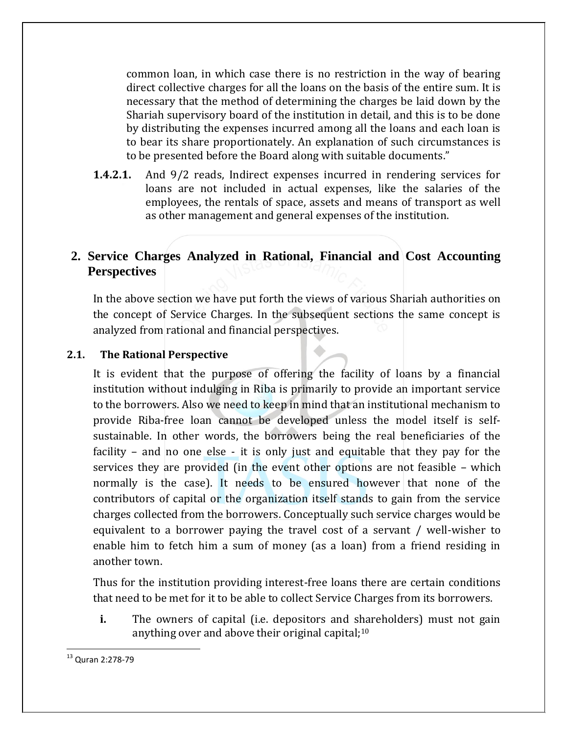common loan, in which case there is no restriction in the way of bearing direct collective charges for all the loans on the basis of the entire sum. It is necessary that the method of determining the charges be laid down by the Shariah supervisory board of the institution in detail, and this is to be done by distributing the expenses incurred among all the loans and each loan is to bear its share proportionately. An explanation of such circumstances is to be presented before the Board along with suitable documents."

**1.4.2.1.** And 9/2 reads, Indirect expenses incurred in rendering services for loans are not included in actual expenses, like the salaries of the employees, the rentals of space, assets and means of transport as well as other management and general expenses of the institution.

## 2. Service Charges Analyzed in Rational, Financial and Cost Accounting Perspectives

In the above section we have put forth the views of various Shariah authorities on the concept of Service Charges. In the subsequent sections the same concept is analyzed from rational and financial perspectives.

### 2.1. The Rational Perspective

It is evident that the purpose of offering the facility of loans by a financial institution without indulging in Riba is primarily to provide an important service to the borrowers. Also we need to keep in mind that an institutional mechanism to provide Riba-free loan cannot be developed unless the model itself is self-sustainable. In other words, the borrowers being the real beneficiaries of the facility – and no one else - it is only just and equitable that they pay for the services they are provided (in the event other options are not feasible – which normally is the case). It needs to be ensured however that none of the contributors of capital or the organization itself stands to gain from the service charges collected from the borrowers. Conceptually such service charges would be equivalent to a borrower paying the travel cost of a servant / well-wisher to enable him to fetch him a sum of money (as a loan) from a friend residing in another town.

Thus for the institution providing interest-free loans there are certain conditions that need to be met for it to be able to collect Service Charges from its borrowers.

**i.** The owners of capital (i.e. depositors and shareholders) must not gain anything over and above their original capital;[10]

[13] Quran 2:278-79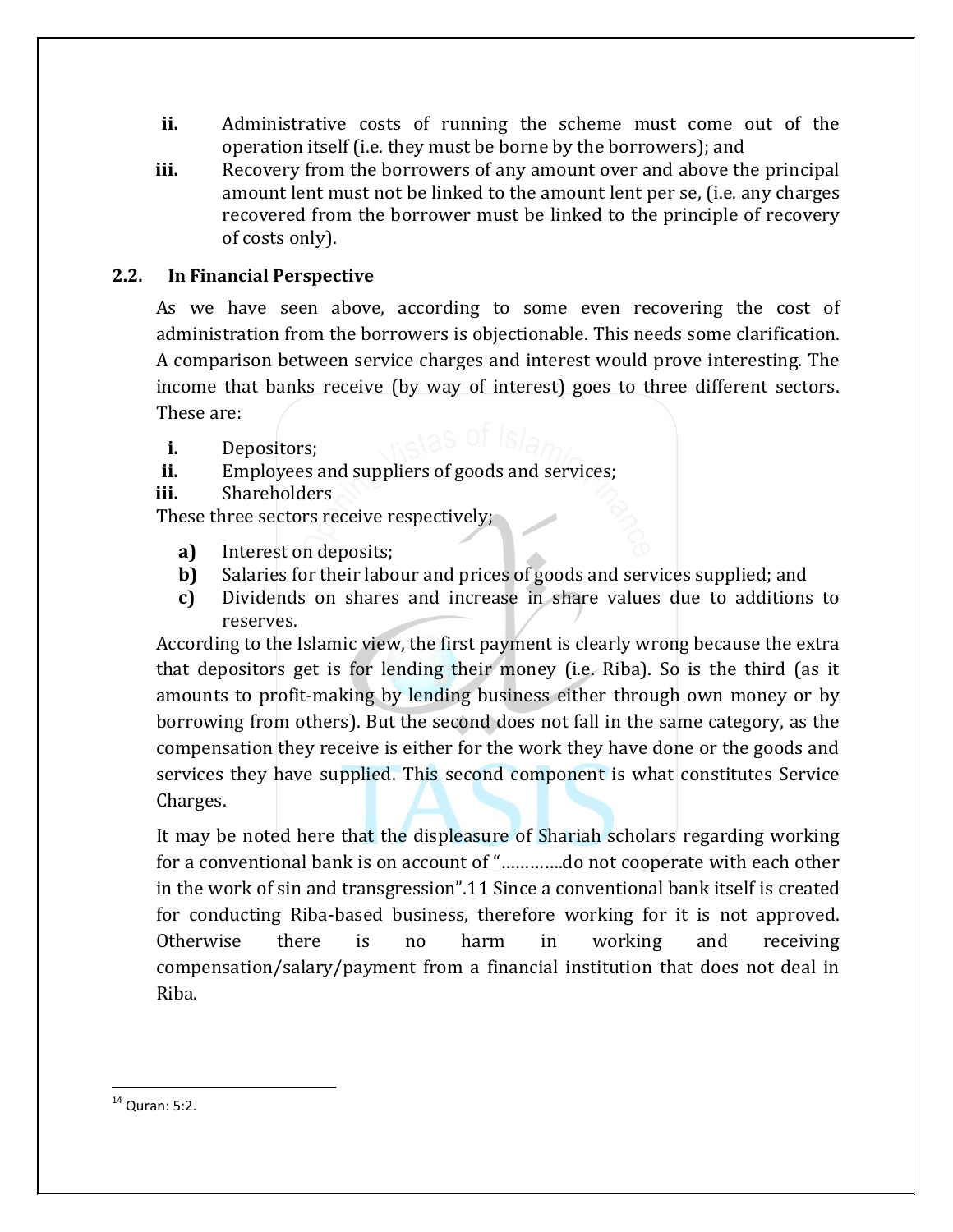ii. Administrative costs of running the scheme must come out of the operation itself (i.e. they must be borne by the borrowers); and

iii. Recovery from the borrowers of any amount over and above the principal amount lent must not be linked to the amount lent per se, (i.e. any charges recovered from the borrower must be linked to the principle of recovery of costs only).

## 2.2. In Financial Perspective

As we have seen above, according to some even recovering the cost of administration from the borrowers is objectionable. This needs some clarification. A comparison between service charges and interest would prove interesting. The income that banks receive (by way of interest) goes to three different sectors. These are:

i. Depositors;
ii. Employees and suppliers of goods and services;
iii. Shareholders

These three sectors receive respectively;

a) Interest on deposits;
b) Salaries for their labour and prices of goods and services supplied; and
c) Dividends on shares and increase in share values due to additions to reserves.

According to the Islamic view, the first payment is clearly wrong because the extra that depositors get is for lending their money (i.e. Riba). So is the third (as it amounts to profit-making by lending business either through own money or by borrowing from others). But the second does not fall in the same category, as the compensation they receive is either for the work they have done or the goods and services they have supplied. This second component is what constitutes Service Charges.

It may be noted here that the displeasure of Shariah scholars regarding working for a conventional bank is on account of "…………do not cooperate with each other in the work of sin and transgression".11 Since a conventional bank itself is created for conducting Riba-based business, therefore working for it is not approved. Otherwise there is no harm in working and receiving compensation/salary/payment from a financial institution that does not deal in Riba.

---

[14] Quran: 5:2.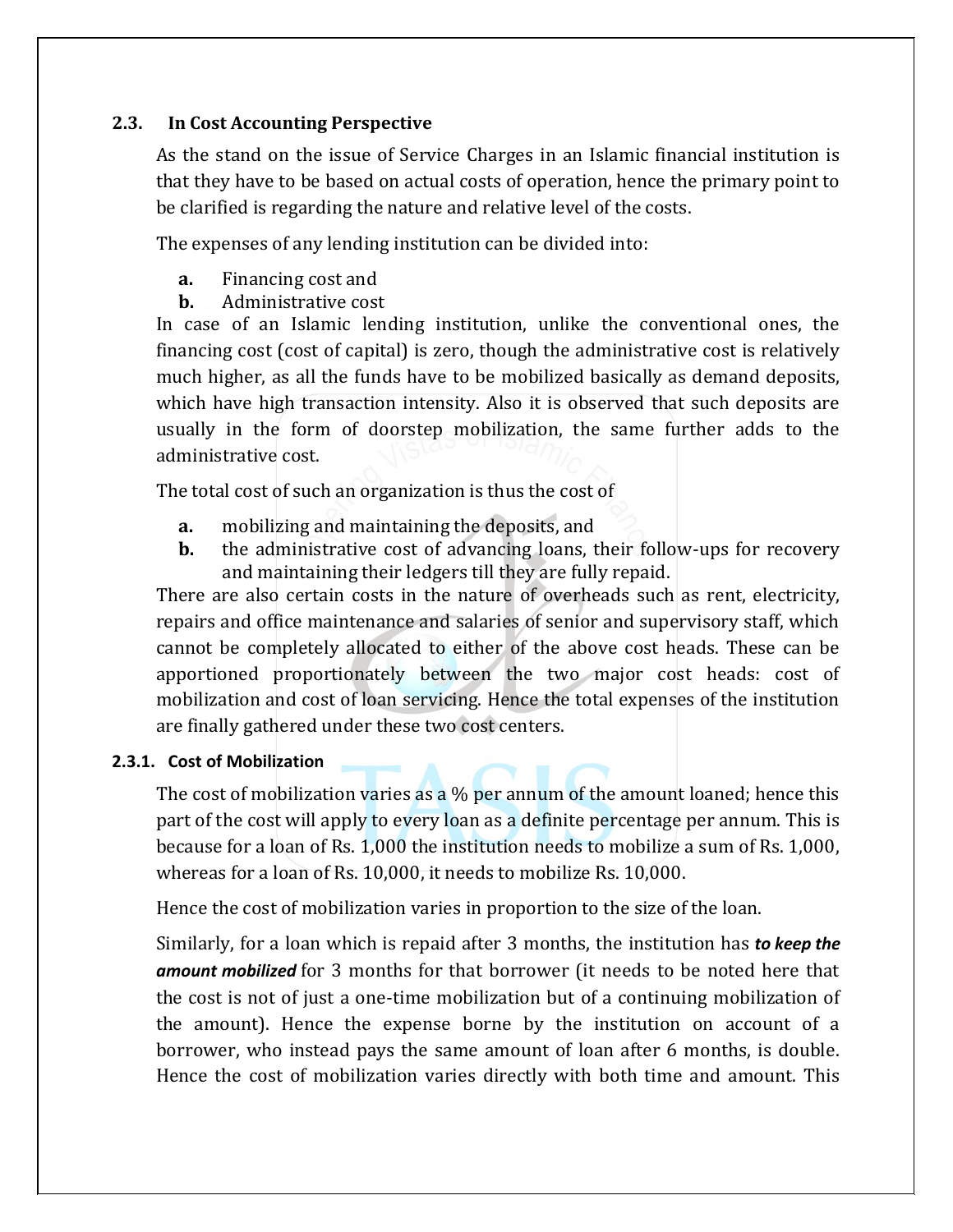## 2.3. In Cost Accounting Perspective

As the stand on the issue of Service Charges in an Islamic financial institution is that they have to be based on actual costs of operation, hence the primary point to be clarified is regarding the nature and relative level of the costs.

The expenses of any lending institution can be divided into:

- **a.** Financing cost and
- **b.** Administrative cost

In case of an Islamic lending institution, unlike the conventional ones, the financing cost (cost of capital) is zero, though the administrative cost is relatively much higher, as all the funds have to be mobilized basically as demand deposits, which have high transaction intensity. Also it is observed that such deposits are usually in the form of doorstep mobilization, the same further adds to the administrative cost.

The total cost of such an organization is thus the cost of

- **a.** mobilizing and maintaining the deposits, and
- **b.** the administrative cost of advancing loans, their follow-ups for recovery and maintaining their ledgers till they are fully repaid.

There are also certain costs in the nature of overheads such as rent, electricity, repairs and office maintenance and salaries of senior and supervisory staff, which cannot be completely allocated to either of the above cost heads. These can be apportioned proportionately between the two major cost heads: cost of mobilization and cost of loan servicing. Hence the total expenses of the institution are finally gathered under these two cost centers.

### 2.3.1. Cost of Mobilization

The cost of mobilization varies as a % per annum of the amount loaned; hence this part of the cost will apply to every loan as a definite percentage per annum. This is because for a loan of Rs. 1,000 the institution needs to mobilize a sum of Rs. 1,000, whereas for a loan of Rs. 10,000, it needs to mobilize Rs. 10,000.

Hence the cost of mobilization varies in proportion to the size of the loan.

Similarly, for a loan which is repaid after 3 months, the institution has ***to keep the amount mobilized*** for 3 months for that borrower (it needs to be noted here that the cost is not of just a one-time mobilization but of a continuing mobilization of the amount). Hence the expense borne by the institution on account of a borrower, who instead pays the same amount of loan after 6 months, is double. Hence the cost of mobilization varies directly with both time and amount. This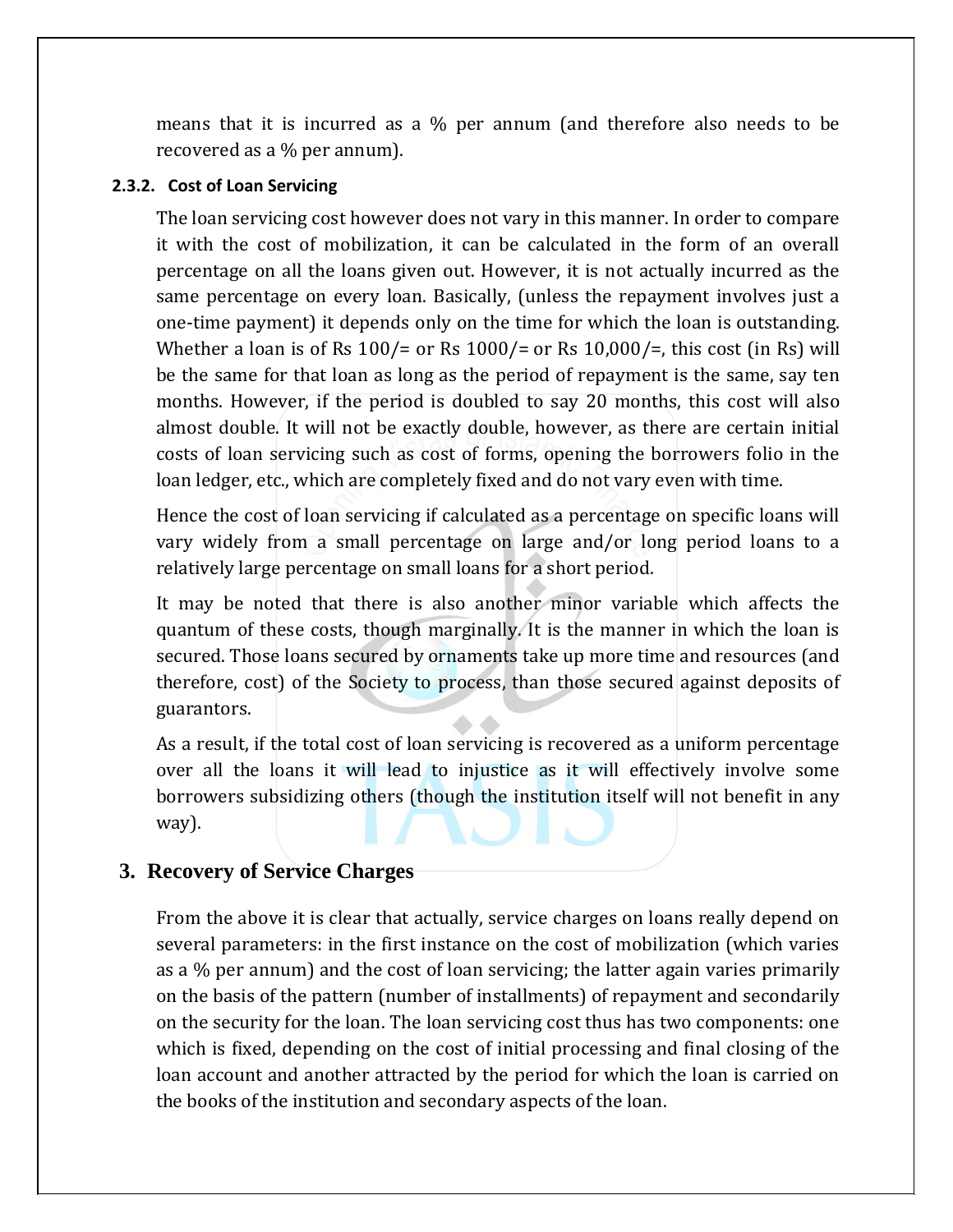means that it is incurred as a % per annum (and therefore also needs to be recovered as a % per annum).

#### 2.3.2. Cost of Loan Servicing

The loan servicing cost however does not vary in this manner. In order to compare it with the cost of mobilization, it can be calculated in the form of an overall percentage on all the loans given out. However, it is not actually incurred as the same percentage on every loan. Basically, (unless the repayment involves just a one-time payment) it depends only on the time for which the loan is outstanding. Whether a loan is of Rs 100/= or Rs 1000/= or Rs 10,000/=, this cost (in Rs) will be the same for that loan as long as the period of repayment is the same, say ten months. However, if the period is doubled to say 20 months, this cost will also almost double. It will not be exactly double, however, as there are certain initial costs of loan servicing such as cost of forms, opening the borrowers folio in the loan ledger, etc., which are completely fixed and do not vary even with time.

Hence the cost of loan servicing if calculated as a percentage on specific loans will vary widely from a small percentage on large and/or long period loans to a relatively large percentage on small loans for a short period.

It may be noted that there is also another minor variable which affects the quantum of these costs, though marginally. It is the manner in which the loan is secured. Those loans secured by ornaments take up more time and resources (and therefore, cost) of the Society to process, than those secured against deposits of guarantors.

As a result, if the total cost of loan servicing is recovered as a uniform percentage over all the loans it will lead to injustice as it will effectively involve some borrowers subsidizing others (though the institution itself will not benefit in any way).

## 3. Recovery of Service Charges

From the above it is clear that actually, service charges on loans really depend on several parameters: in the first instance on the cost of mobilization (which varies as a % per annum) and the cost of loan servicing; the latter again varies primarily on the basis of the pattern (number of installments) of repayment and secondarily on the security for the loan. The loan servicing cost thus has two components: one which is fixed, depending on the cost of initial processing and final closing of the loan account and another attracted by the period for which the loan is carried on the books of the institution and secondary aspects of the loan.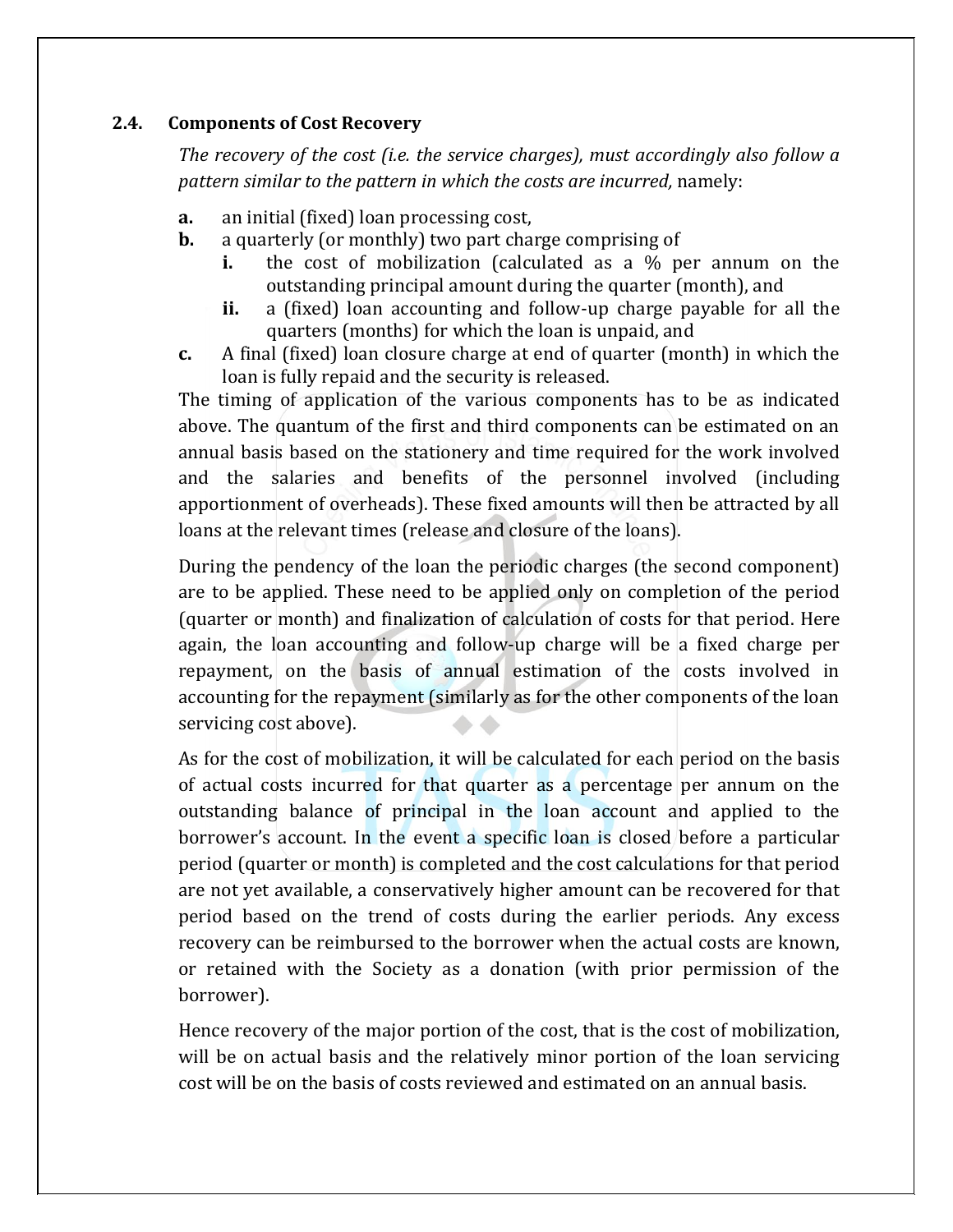## 2.4. Components of Cost Recovery

*The recovery of the cost (i.e. the service charges), must accordingly also follow a pattern similar to the pattern in which the costs are incurred,* namely:

**a.** an initial (fixed) loan processing cost,

**b.** a quarterly (or monthly) two part charge comprising of

  **i.** the cost of mobilization (calculated as a % per annum on the outstanding principal amount during the quarter (month), and

  **ii.** a (fixed) loan accounting and follow-up charge payable for all the quarters (months) for which the loan is unpaid, and

**c.** A final (fixed) loan closure charge at end of quarter (month) in which the loan is fully repaid and the security is released.

The timing of application of the various components has to be as indicated above. The quantum of the first and third components can be estimated on an annual basis based on the stationery and time required for the work involved and the salaries and benefits of the personnel involved (including apportionment of overheads). These fixed amounts will then be attracted by all loans at the relevant times (release and closure of the loans).

During the pendency of the loan the periodic charges (the second component) are to be applied. These need to be applied only on completion of the period (quarter or month) and finalization of calculation of costs for that period. Here again, the loan accounting and follow-up charge will be a fixed charge per repayment, on the basis of annual estimation of the costs involved in accounting for the repayment (similarly as for the other components of the loan servicing cost above).

As for the cost of mobilization, it will be calculated for each period on the basis of actual costs incurred for that quarter as a percentage per annum on the outstanding balance of principal in the loan account and applied to the borrower's account. In the event a specific loan is closed before a particular period (quarter or month) is completed and the cost calculations for that period are not yet available, a conservatively higher amount can be recovered for that period based on the trend of costs during the earlier periods. Any excess recovery can be reimbursed to the borrower when the actual costs are known, or retained with the Society as a donation (with prior permission of the borrower).

Hence recovery of the major portion of the cost, that is the cost of mobilization, will be on actual basis and the relatively minor portion of the loan servicing cost will be on the basis of costs reviewed and estimated on an annual basis.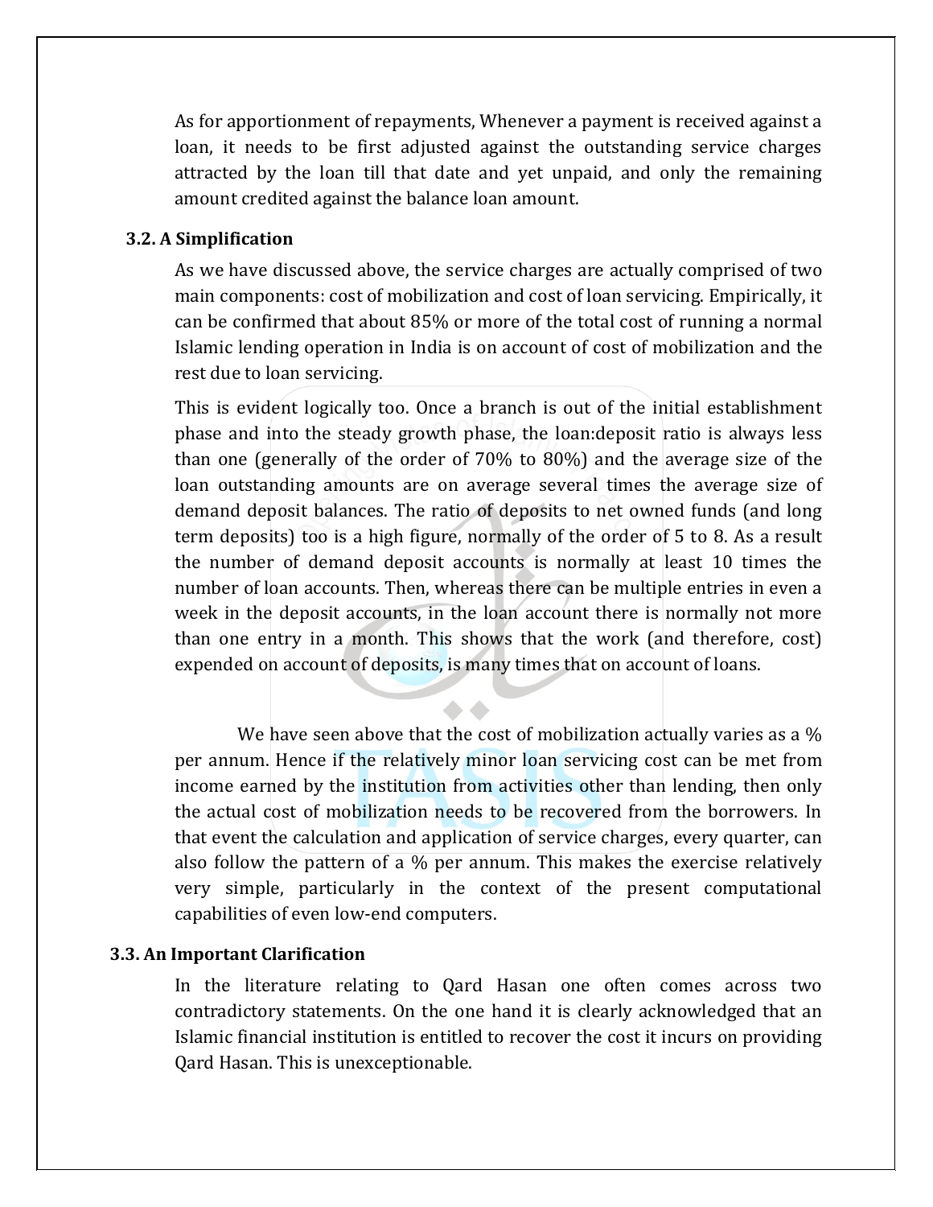As for apportionment of repayments, Whenever a payment is received against a loan, it needs to be first adjusted against the outstanding service charges attracted by the loan till that date and yet unpaid, and only the remaining amount credited against the balance loan amount.

### 3.2. A Simplification

As we have discussed above, the service charges are actually comprised of two main components: cost of mobilization and cost of loan servicing. Empirically, it can be confirmed that about 85% or more of the total cost of running a normal Islamic lending operation in India is on account of cost of mobilization and the rest due to loan servicing.

This is evident logically too. Once a branch is out of the initial establishment phase and into the steady growth phase, the loan:deposit ratio is always less than one (generally of the order of 70% to 80%) and the average size of the loan outstanding amounts are on average several times the average size of demand deposit balances. The ratio of deposits to net owned funds (and long term deposits) too is a high figure, normally of the order of 5 to 8. As a result the number of demand deposit accounts is normally at least 10 times the number of loan accounts. Then, whereas there can be multiple entries in even a week in the deposit accounts, in the loan account there is normally not more than one entry in a month. This shows that the work (and therefore, cost) expended on account of deposits, is many times that on account of loans.

We have seen above that the cost of mobilization actually varies as a % per annum. Hence if the relatively minor loan servicing cost can be met from income earned by the institution from activities other than lending, then only the actual cost of mobilization needs to be recovered from the borrowers. In that event the calculation and application of service charges, every quarter, can also follow the pattern of a % per annum. This makes the exercise relatively very simple, particularly in the context of the present computational capabilities of even low-end computers.

### 3.3. An Important Clarification

In the literature relating to Qard Hasan one often comes across two contradictory statements. On the one hand it is clearly acknowledged that an Islamic financial institution is entitled to recover the cost it incurs on providing Qard Hasan. This is unexceptionable.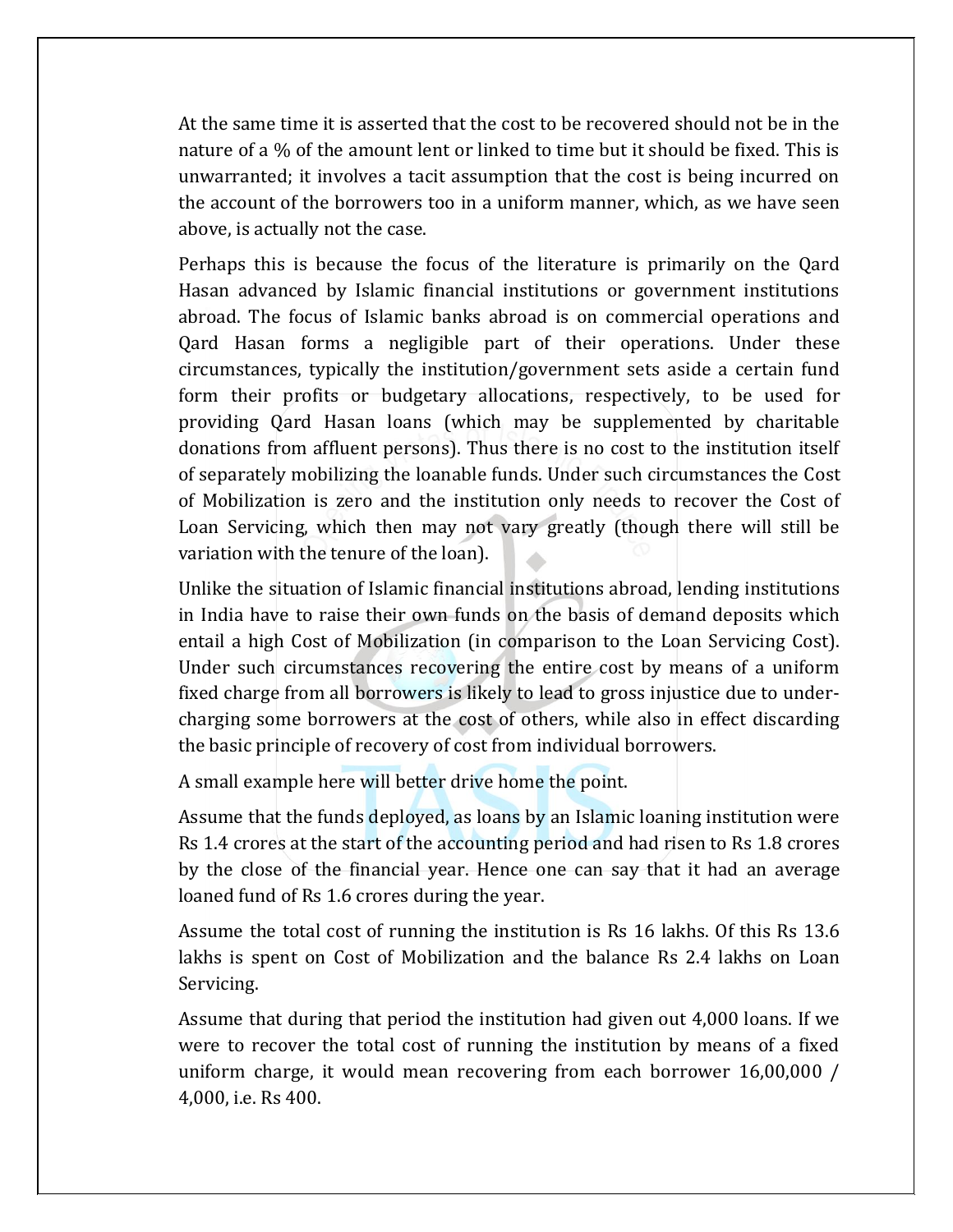At the same time it is asserted that the cost to be recovered should not be in the nature of a % of the amount lent or linked to time but it should be fixed. This is unwarranted; it involves a tacit assumption that the cost is being incurred on the account of the borrowers too in a uniform manner, which, as we have seen above, is actually not the case.

Perhaps this is because the focus of the literature is primarily on the Qard Hasan advanced by Islamic financial institutions or government institutions abroad. The focus of Islamic banks abroad is on commercial operations and Qard Hasan forms a negligible part of their operations. Under these circumstances, typically the institution/government sets aside a certain fund form their profits or budgetary allocations, respectively, to be used for providing Qard Hasan loans (which may be supplemented by charitable donations from affluent persons). Thus there is no cost to the institution itself of separately mobilizing the loanable funds. Under such circumstances the Cost of Mobilization is zero and the institution only needs to recover the Cost of Loan Servicing, which then may not vary greatly (though there will still be variation with the tenure of the loan).

Unlike the situation of Islamic financial institutions abroad, lending institutions in India have to raise their own funds on the basis of demand deposits which entail a high Cost of Mobilization (in comparison to the Loan Servicing Cost). Under such circumstances recovering the entire cost by means of a uniform fixed charge from all borrowers is likely to lead to gross injustice due to under-charging some borrowers at the cost of others, while also in effect discarding the basic principle of recovery of cost from individual borrowers.

A small example here will better drive home the point.

Assume that the funds deployed, as loans by an Islamic loaning institution were Rs 1.4 crores at the start of the accounting period and had risen to Rs 1.8 crores by the close of the financial year. Hence one can say that it had an average loaned fund of Rs 1.6 crores during the year.

Assume the total cost of running the institution is Rs 16 lakhs. Of this Rs 13.6 lakhs is spent on Cost of Mobilization and the balance Rs 2.4 lakhs on Loan Servicing.

Assume that during that period the institution had given out 4,000 loans. If we were to recover the total cost of running the institution by means of a fixed uniform charge, it would mean recovering from each borrower 16,00,000 / 4,000, i.e. Rs 400.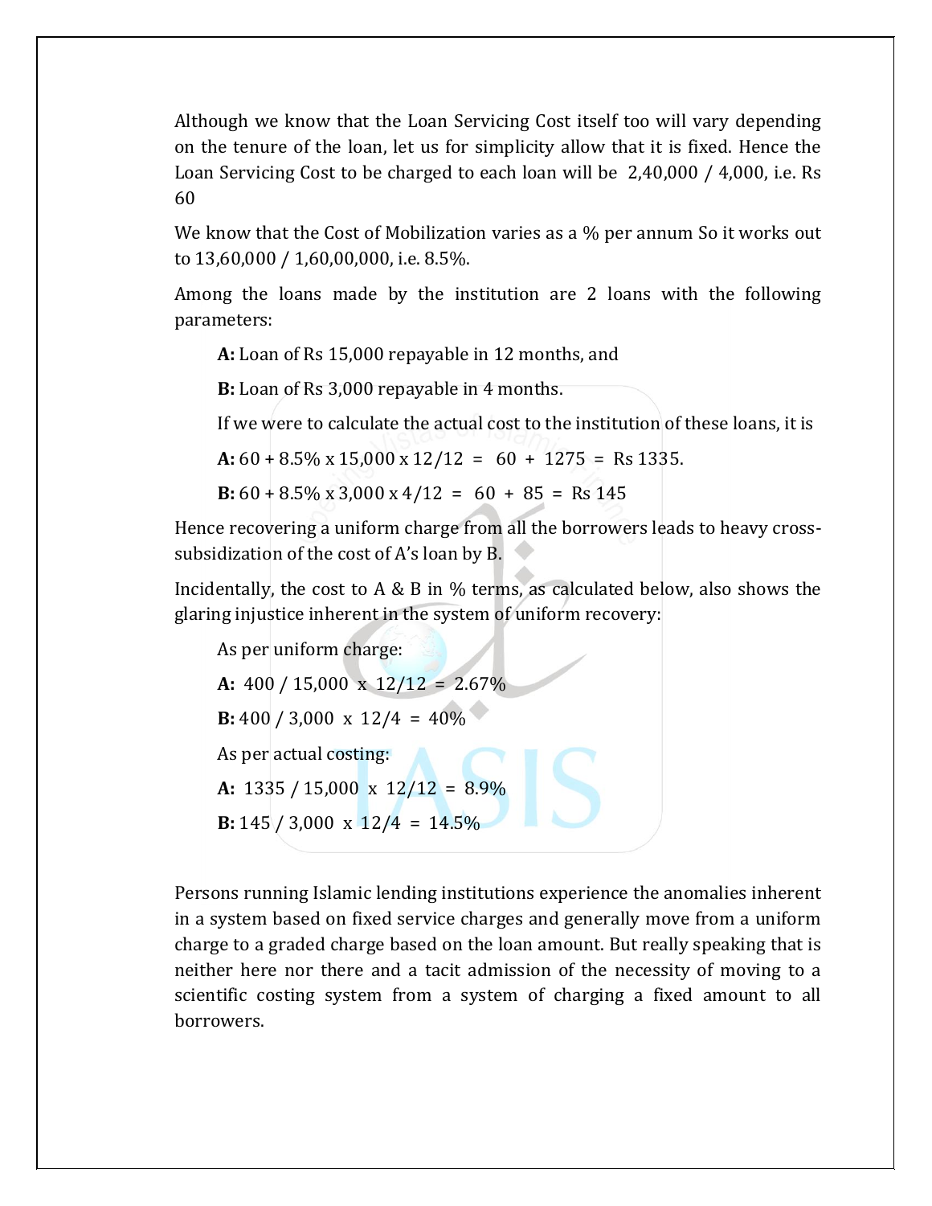Although we know that the Loan Servicing Cost itself too will vary depending on the tenure of the loan, let us for simplicity allow that it is fixed. Hence the Loan Servicing Cost to be charged to each loan will be 2,40,000 / 4,000, i.e. Rs 60

We know that the Cost of Mobilization varies as a % per annum So it works out to 13,60,000 / 1,60,00,000, i.e. 8.5%.

Among the loans made by the institution are 2 loans with the following parameters:

> **A:** Loan of Rs 15,000 repayable in 12 months, and
>
> **B:** Loan of Rs 3,000 repayable in 4 months.
>
> If we were to calculate the actual cost to the institution of these loans, it is
>
> **A:** 60 + 8.5% x 15,000 x 12/12 = 60 + 1275 = Rs 1335.
>
> **B:** 60 + 8.5% x 3,000 x 4/12 = 60 + 85 = Rs 145

Hence recovering a uniform charge from all the borrowers leads to heavy cross-subsidization of the cost of A's loan by B.

Incidentally, the cost to A & B in % terms, as calculated below, also shows the glaring injustice inherent in the system of uniform recovery:

> As per uniform charge:
>
> **A:** 400 / 15,000 x 12/12 = 2.67%
>
> **B:** 400 / 3,000 x 12/4 = 40%
>
> As per actual costing:
>
> **A:** 1335 / 15,000 x 12/12 = 8.9%
>
> **B:** 145 / 3,000 x 12/4 = 14.5%

Persons running Islamic lending institutions experience the anomalies inherent in a system based on fixed service charges and generally move from a uniform charge to a graded charge based on the loan amount. But really speaking that is neither here nor there and a tacit admission of the necessity of moving to a scientific costing system from a system of charging a fixed amount to all borrowers.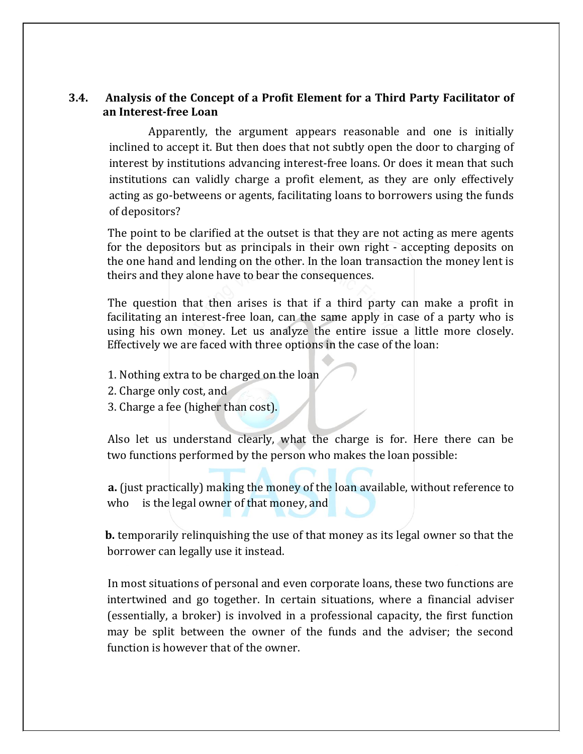### 3.4. Analysis of the Concept of a Profit Element for a Third Party Facilitator of an Interest-free Loan

Apparently, the argument appears reasonable and one is initially inclined to accept it. But then does that not subtly open the door to charging of interest by institutions advancing interest-free loans. Or does it mean that such institutions can validly charge a profit element, as they are only effectively acting as go-betweens or agents, facilitating loans to borrowers using the funds of depositors?

The point to be clarified at the outset is that they are not acting as mere agents for the depositors but as principals in their own right - accepting deposits on the one hand and lending on the other. In the loan transaction the money lent is theirs and they alone have to bear the consequences.

The question that then arises is that if a third party can make a profit in facilitating an interest-free loan, can the same apply in case of a party who is using his own money. Let us analyze the entire issue a little more closely. Effectively we are faced with three options in the case of the loan:

1. Nothing extra to be charged on the loan
2. Charge only cost, and
3. Charge a fee (higher than cost).

Also let us understand clearly, what the charge is for. Here there can be two functions performed by the person who makes the loan possible:

**a.** (just practically) making the money of the loan available, without reference to who is the legal owner of that money, and

**b.** temporarily relinquishing the use of that money as its legal owner so that the borrower can legally use it instead.

In most situations of personal and even corporate loans, these two functions are intertwined and go together. In certain situations, where a financial adviser (essentially, a broker) is involved in a professional capacity, the first function may be split between the owner of the funds and the adviser; the second function is however that of the owner.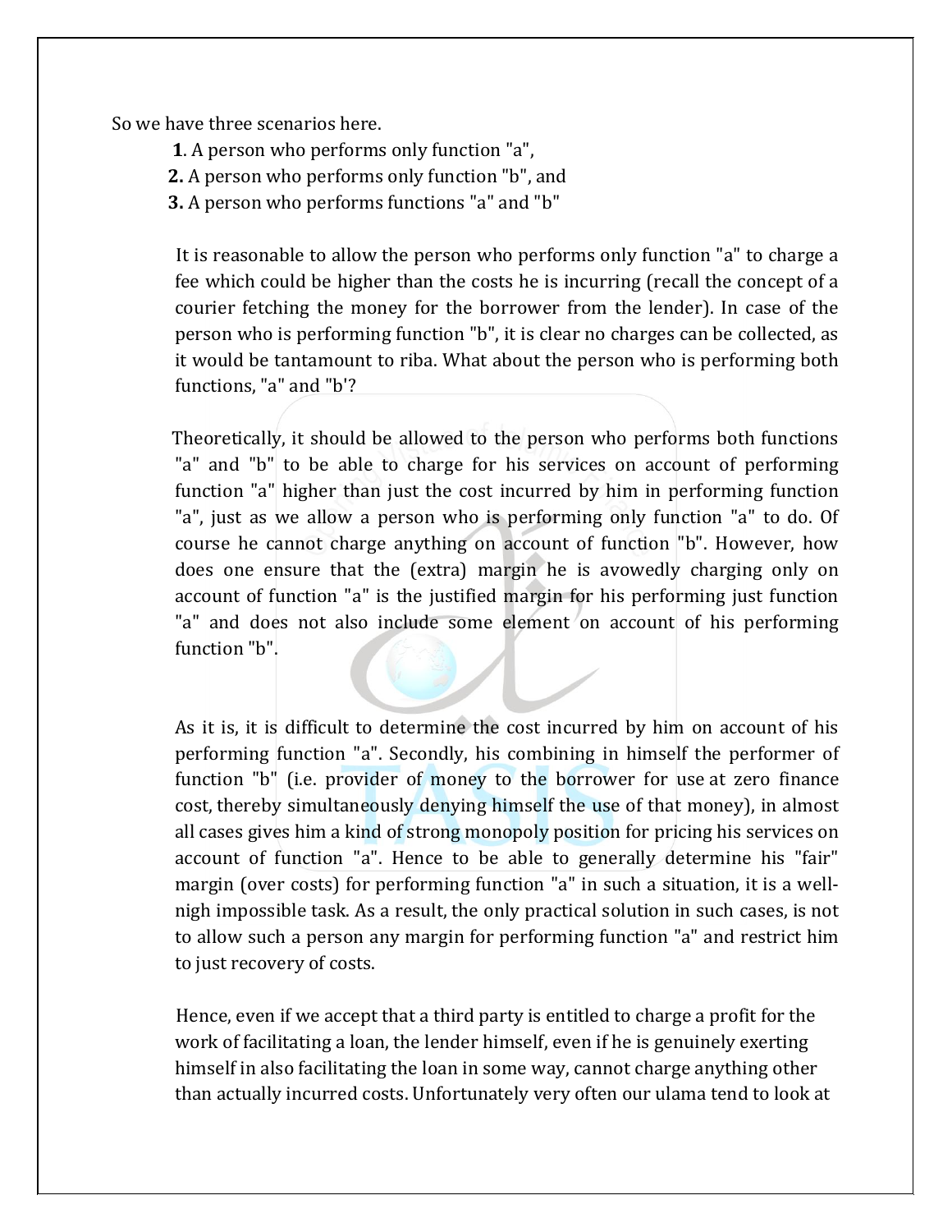So we have three scenarios here.

1. A person who performs only function "a",
2. A person who performs only function "b", and
3. A person who performs functions "a" and "b"

It is reasonable to allow the person who performs only function "a" to charge a fee which could be higher than the costs he is incurring (recall the concept of a courier fetching the money for the borrower from the lender). In case of the person who is performing function "b", it is clear no charges can be collected, as it would be tantamount to riba. What about the person who is performing both functions, "a" and "b'?

Theoretically, it should be allowed to the person who performs both functions "a" and "b" to be able to charge for his services on account of performing function "a" higher than just the cost incurred by him in performing function "a", just as we allow a person who is performing only function "a" to do. Of course he cannot charge anything on account of function "b". However, how does one ensure that the (extra) margin he is avowedly charging only on account of function "a" is the justified margin for his performing just function "a" and does not also include some element on account of his performing function "b".

As it is, it is difficult to determine the cost incurred by him on account of his performing function "a". Secondly, his combining in himself the performer of function "b" (i.e. provider of money to the borrower for use at zero finance cost, thereby simultaneously denying himself the use of that money), in almost all cases gives him a kind of strong monopoly position for pricing his services on account of function "a". Hence to be able to generally determine his "fair" margin (over costs) for performing function "a" in such a situation, it is a well-nigh impossible task. As a result, the only practical solution in such cases, is not to allow such a person any margin for performing function "a" and restrict him to just recovery of costs.

Hence, even if we accept that a third party is entitled to charge a profit for the work of facilitating a loan, the lender himself, even if he is genuinely exerting himself in also facilitating the loan in some way, cannot charge anything other than actually incurred costs. Unfortunately very often our ulama tend to look at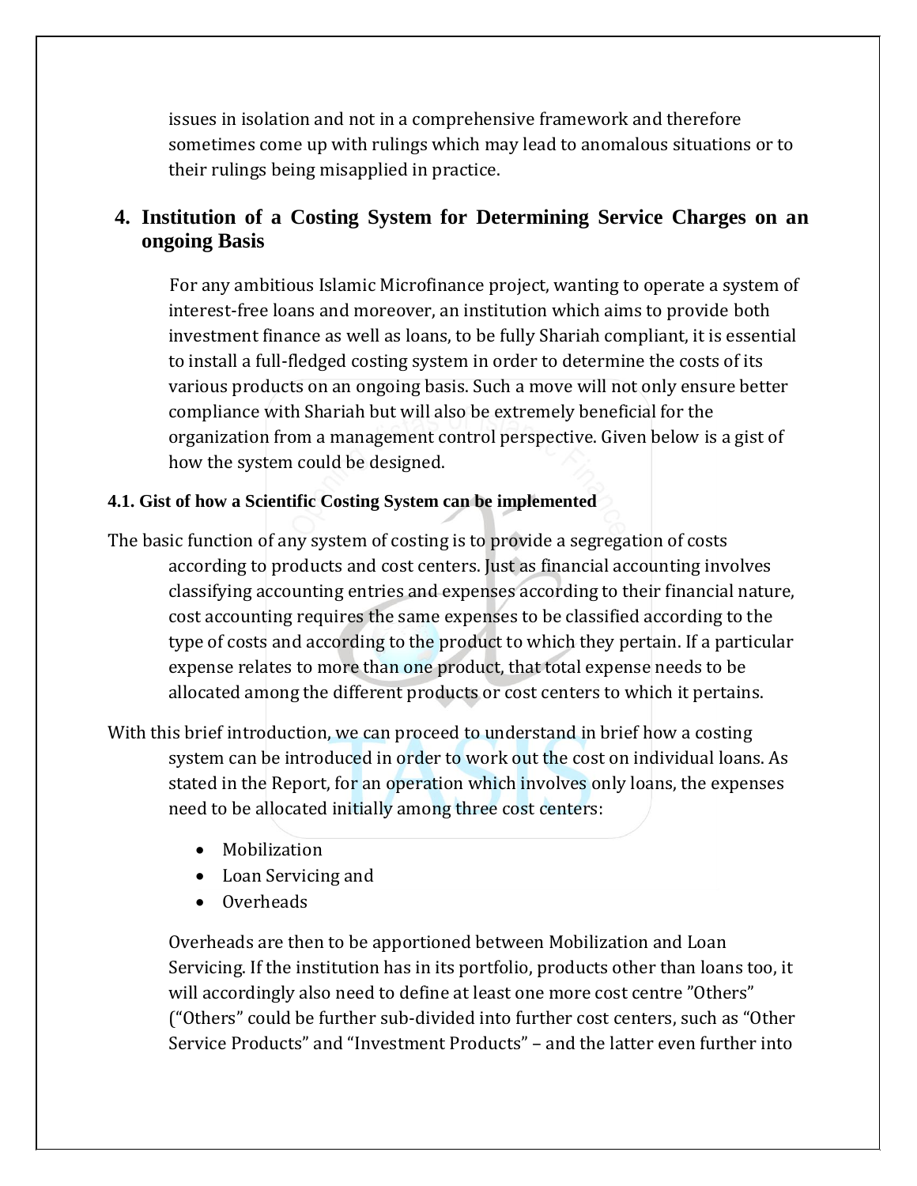issues in isolation and not in a comprehensive framework and therefore sometimes come up with rulings which may lead to anomalous situations or to their rulings being misapplied in practice.

## 4. Institution of a Costing System for Determining Service Charges on an ongoing Basis

For any ambitious Islamic Microfinance project, wanting to operate a system of interest-free loans and moreover, an institution which aims to provide both investment finance as well as loans, to be fully Shariah compliant, it is essential to install a full-fledged costing system in order to determine the costs of its various products on an ongoing basis. Such a move will not only ensure better compliance with Shariah but will also be extremely beneficial for the organization from a management control perspective. Given below is a gist of how the system could be designed.

### 4.1. Gist of how a Scientific Costing System can be implemented

The basic function of any system of costing is to provide a segregation of costs according to products and cost centers. Just as financial accounting involves classifying accounting entries and expenses according to their financial nature, cost accounting requires the same expenses to be classified according to the type of costs and according to the product to which they pertain. If a particular expense relates to more than one product, that total expense needs to be allocated among the different products or cost centers to which it pertains.

With this brief introduction, we can proceed to understand in brief how a costing system can be introduced in order to work out the cost on individual loans. As stated in the Report, for an operation which involves only loans, the expenses need to be allocated initially among three cost centers:

- Mobilization
- Loan Servicing and
- Overheads

Overheads are then to be apportioned between Mobilization and Loan Servicing. If the institution has in its portfolio, products other than loans too, it will accordingly also need to define at least one more cost centre "Others" ("Others" could be further sub-divided into further cost centers, such as "Other Service Products" and "Investment Products" – and the latter even further into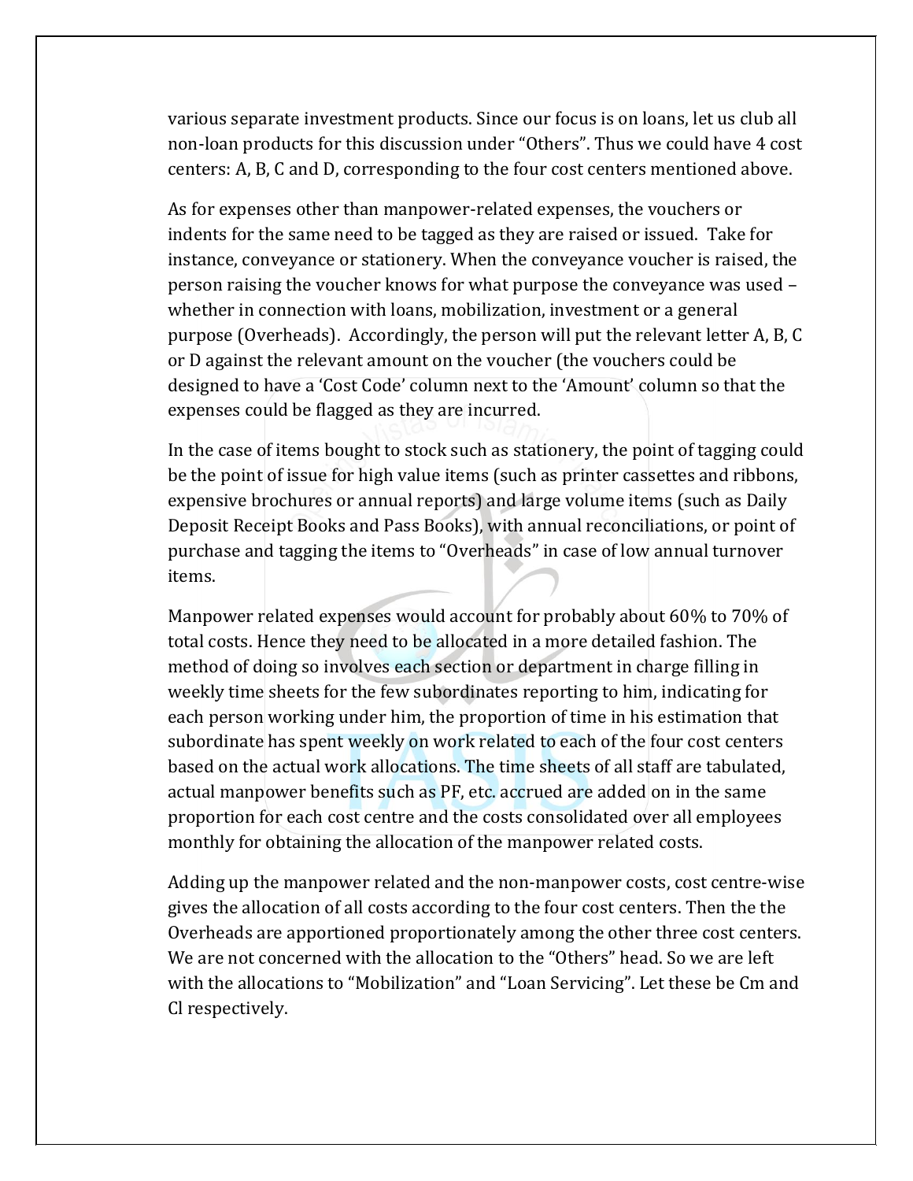various separate investment products. Since our focus is on loans, let us club all non-loan products for this discussion under "Others". Thus we could have 4 cost centers: A, B, C and D, corresponding to the four cost centers mentioned above.

As for expenses other than manpower-related expenses, the vouchers or indents for the same need to be tagged as they are raised or issued. Take for instance, conveyance or stationery. When the conveyance voucher is raised, the person raising the voucher knows for what purpose the conveyance was used – whether in connection with loans, mobilization, investment or a general purpose (Overheads). Accordingly, the person will put the relevant letter A, B, C or D against the relevant amount on the voucher (the vouchers could be designed to have a 'Cost Code' column next to the 'Amount' column so that the expenses could be flagged as they are incurred.

In the case of items bought to stock such as stationery, the point of tagging could be the point of issue for high value items (such as printer cassettes and ribbons, expensive brochures or annual reports) and large volume items (such as Daily Deposit Receipt Books and Pass Books), with annual reconciliations, or point of purchase and tagging the items to "Overheads" in case of low annual turnover items.

Manpower related expenses would account for probably about 60% to 70% of total costs. Hence they need to be allocated in a more detailed fashion. The method of doing so involves each section or department in charge filling in weekly time sheets for the few subordinates reporting to him, indicating for each person working under him, the proportion of time in his estimation that subordinate has spent weekly on work related to each of the four cost centers based on the actual work allocations. The time sheets of all staff are tabulated, actual manpower benefits such as PF, etc. accrued are added on in the same proportion for each cost centre and the costs consolidated over all employees monthly for obtaining the allocation of the manpower related costs.

Adding up the manpower related and the non-manpower costs, cost centre-wise gives the allocation of all costs according to the four cost centers. Then the the Overheads are apportioned proportionately among the other three cost centers. We are not concerned with the allocation to the "Others" head. So we are left with the allocations to "Mobilization" and "Loan Servicing". Let these be Cm and Cl respectively.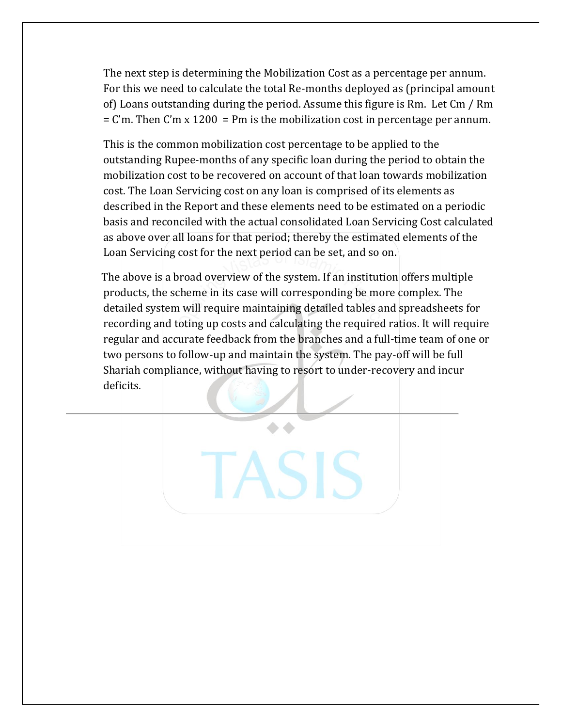The next step is determining the Mobilization Cost as a percentage per annum. For this we need to calculate the total Re-months deployed as (principal amount of) Loans outstanding during the period. Assume this figure is Rm. Let Cm / Rm = C'm. Then C'm x 1200 = Pm is the mobilization cost in percentage per annum.

This is the common mobilization cost percentage to be applied to the outstanding Rupee-months of any specific loan during the period to obtain the mobilization cost to be recovered on account of that loan towards mobilization cost. The Loan Servicing cost on any loan is comprised of its elements as described in the Report and these elements need to be estimated on a periodic basis and reconciled with the actual consolidated Loan Servicing Cost calculated as above over all loans for that period; thereby the estimated elements of the Loan Servicing cost for the next period can be set, and so on.

The above is a broad overview of the system. If an institution offers multiple products, the scheme in its case will corresponding be more complex. The detailed system will require maintaining detailed tables and spreadsheets for recording and toting up costs and calculating the required ratios. It will require regular and accurate feedback from the branches and a full-time team of one or two persons to follow-up and maintain the system. The pay-off will be full Shariah compliance, without having to resort to under-recovery and incur deficits.

---